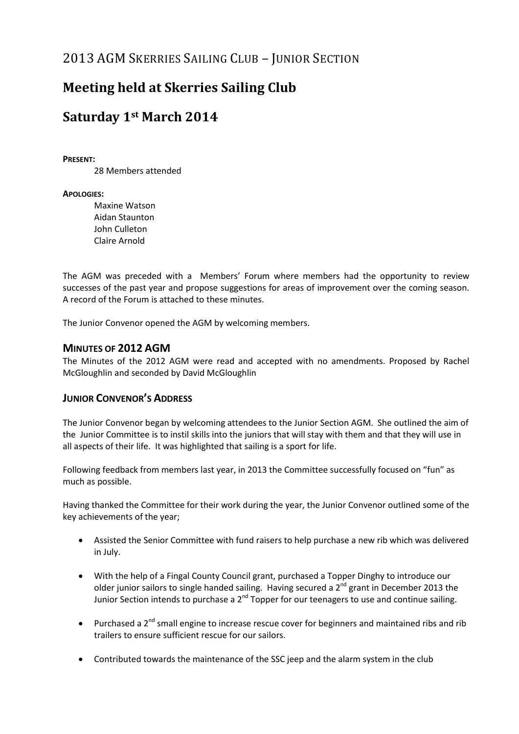# 2013 AGM Skerries Sailing Club – Junior Section

# Meeting held at Skerries Sailing Club

# Saturday 1st March 2014

**Present:**

28 Members attended

**Apologies:**

Maxine Watson
Aidan Staunton
John Culleton
Claire Arnold

The AGM was preceded with a Members' Forum where members had the opportunity to review successes of the past year and propose suggestions for areas of improvement over the coming season. A record of the Forum is attached to these minutes.

The Junior Convenor opened the AGM by welcoming members.

## Minutes of 2012 AGM

The Minutes of the 2012 AGM were read and accepted with no amendments. Proposed by Rachel McGloughlin and seconded by David McGloughlin

## Junior Convenor's Address

The Junior Convenor began by welcoming attendees to the Junior Section AGM. She outlined the aim of the Junior Committee is to instil skills into the juniors that will stay with them and that they will use in all aspects of their life. It was highlighted that sailing is a sport for life.

Following feedback from members last year, in 2013 the Committee successfully focused on "fun" as much as possible.

Having thanked the Committee for their work during the year, the Junior Convenor outlined some of the key achievements of the year;

- Assisted the Senior Committee with fund raisers to help purchase a new rib which was delivered in July.
- With the help of a Fingal County Council grant, purchased a Topper Dinghy to introduce our older junior sailors to single handed sailing. Having secured a 2nd grant in December 2013 the Junior Section intends to purchase a 2nd Topper for our teenagers to use and continue sailing.
- Purchased a 2nd small engine to increase rescue cover for beginners and maintained ribs and rib trailers to ensure sufficient rescue for our sailors.
- Contributed towards the maintenance of the SSC jeep and the alarm system in the club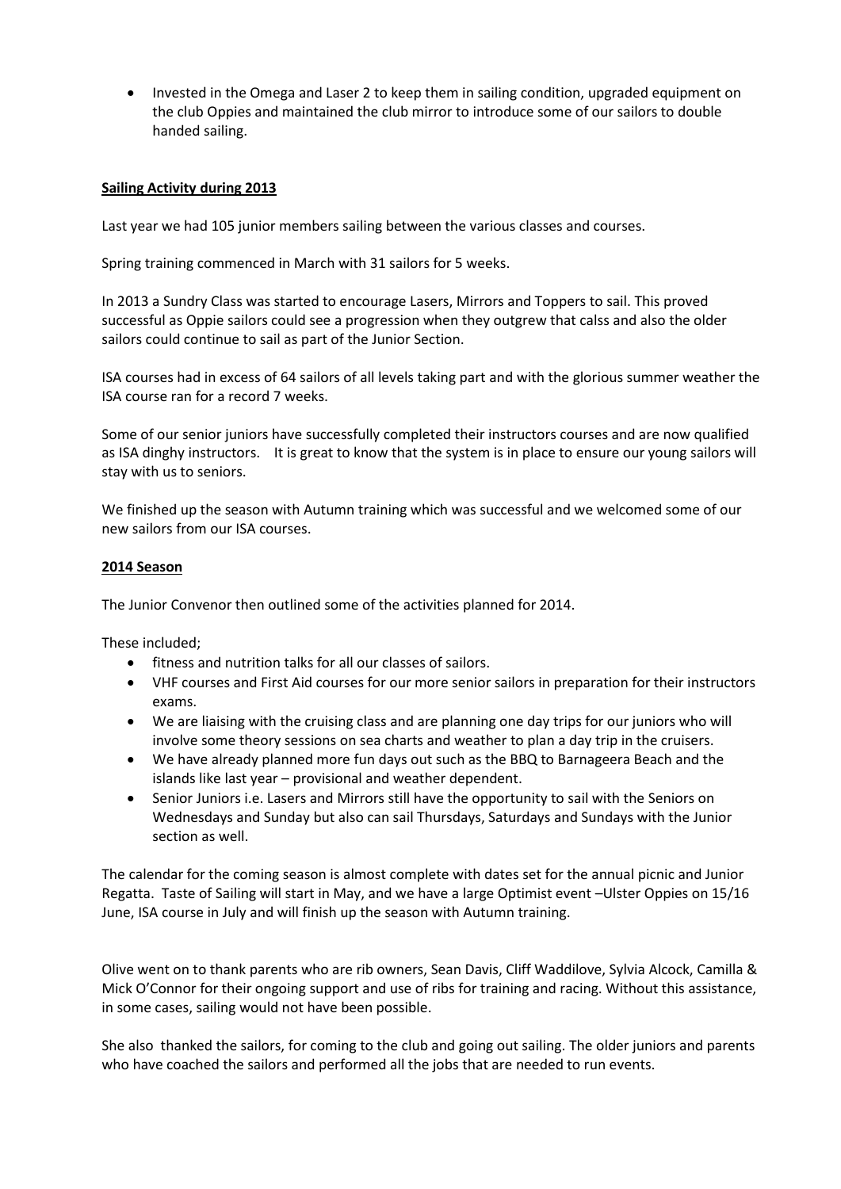- Invested in the Omega and Laser 2 to keep them in sailing condition, upgraded equipment on the club Oppies and maintained the club mirror to introduce some of our sailors to double handed sailing.

**Sailing Activity during 2013**

Last year we had 105 junior members sailing between the various classes and courses.

Spring training commenced in March with 31 sailors for 5 weeks.

In 2013 a Sundry Class was started to encourage Lasers, Mirrors and Toppers to sail. This proved successful as Oppie sailors could see a progression when they outgrew that calss and also the older sailors could continue to sail as part of the Junior Section.

ISA courses had in excess of 64 sailors of all levels taking part and with the glorious summer weather the ISA course ran for a record 7 weeks.

Some of our senior juniors have successfully completed their instructors courses and are now qualified as ISA dinghy instructors. It is great to know that the system is in place to ensure our young sailors will stay with us to seniors.

We finished up the season with Autumn training which was successful and we welcomed some of our new sailors from our ISA courses.

**2014 Season**

The Junior Convenor then outlined some of the activities planned for 2014.

These included;

- fitness and nutrition talks for all our classes of sailors.
- VHF courses and First Aid courses for our more senior sailors in preparation for their instructors exams.
- We are liaising with the cruising class and are planning one day trips for our juniors who will involve some theory sessions on sea charts and weather to plan a day trip in the cruisers.
- We have already planned more fun days out such as the BBQ to Barnageera Beach and the islands like last year – provisional and weather dependent.
- Senior Juniors i.e. Lasers and Mirrors still have the opportunity to sail with the Seniors on Wednesdays and Sunday but also can sail Thursdays, Saturdays and Sundays with the Junior section as well.

The calendar for the coming season is almost complete with dates set for the annual picnic and Junior Regatta. Taste of Sailing will start in May, and we have a large Optimist event –Ulster Oppies on 15/16 June, ISA course in July and will finish up the season with Autumn training.

Olive went on to thank parents who are rib owners, Sean Davis, Cliff Waddilove, Sylvia Alcock, Camilla & Mick O'Connor for their ongoing support and use of ribs for training and racing. Without this assistance, in some cases, sailing would not have been possible.

She also thanked the sailors, for coming to the club and going out sailing. The older juniors and parents who have coached the sailors and performed all the jobs that are needed to run events.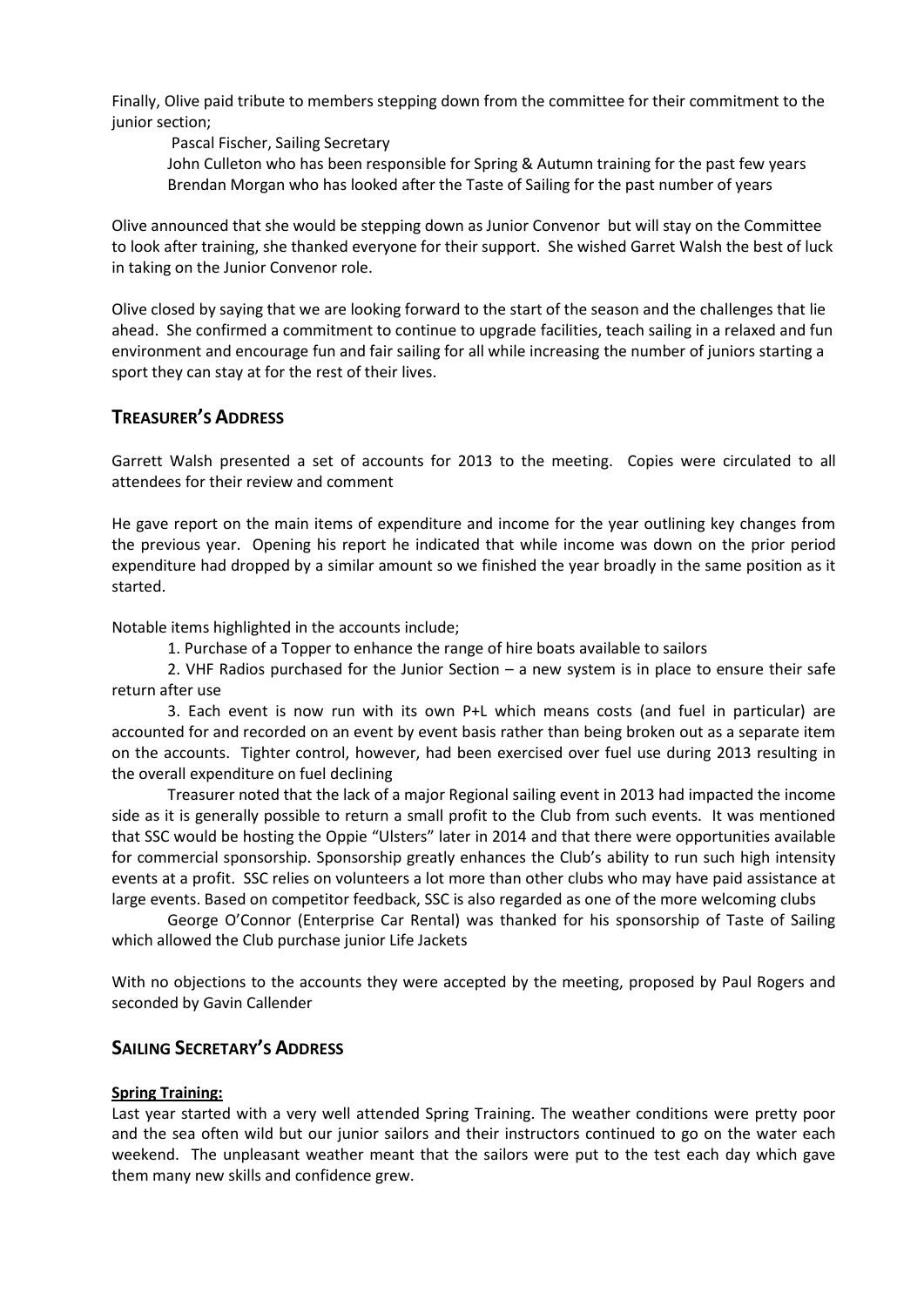Finally, Olive paid tribute to members stepping down from the committee for their commitment to the junior section;

Pascal Fischer, Sailing Secretary

John Culleton who has been responsible for Spring & Autumn training for the past few years

Brendan Morgan who has looked after the Taste of Sailing for the past number of years

Olive announced that she would be stepping down as Junior Convenor but will stay on the Committee to look after training, she thanked everyone for their support. She wished Garret Walsh the best of luck in taking on the Junior Convenor role.

Olive closed by saying that we are looking forward to the start of the season and the challenges that lie ahead. She confirmed a commitment to continue to upgrade facilities, teach sailing in a relaxed and fun environment and encourage fun and fair sailing for all while increasing the number of juniors starting a sport they can stay at for the rest of their lives.

## Treasurer's Address

Garrett Walsh presented a set of accounts for 2013 to the meeting. Copies were circulated to all attendees for their review and comment

He gave report on the main items of expenditure and income for the year outlining key changes from the previous year. Opening his report he indicated that while income was down on the prior period expenditure had dropped by a similar amount so we finished the year broadly in the same position as it started.

Notable items highlighted in the accounts include;

1. Purchase of a Topper to enhance the range of hire boats available to sailors
2. VHF Radios purchased for the Junior Section – a new system is in place to ensure their safe return after use
3. Each event is now run with its own P+L which means costs (and fuel in particular) are accounted for and recorded on an event by event basis rather than being broken out as a separate item on the accounts. Tighter control, however, had been exercised over fuel use during 2013 resulting in the overall expenditure on fuel declining

Treasurer noted that the lack of a major Regional sailing event in 2013 had impacted the income side as it is generally possible to return a small profit to the Club from such events. It was mentioned that SSC would be hosting the Oppie "Ulsters" later in 2014 and that there were opportunities available for commercial sponsorship. Sponsorship greatly enhances the Club's ability to run such high intensity events at a profit. SSC relies on volunteers a lot more than other clubs who may have paid assistance at large events. Based on competitor feedback, SSC is also regarded as one of the more welcoming clubs

George O'Connor (Enterprise Car Rental) was thanked for his sponsorship of Taste of Sailing which allowed the Club purchase junior Life Jackets

With no objections to the accounts they were accepted by the meeting, proposed by Paul Rogers and seconded by Gavin Callender

## Sailing Secretary's Address

**Spring Training:**

Last year started with a very well attended Spring Training. The weather conditions were pretty poor and the sea often wild but our junior sailors and their instructors continued to go on the water each weekend. The unpleasant weather meant that the sailors were put to the test each day which gave them many new skills and confidence grew.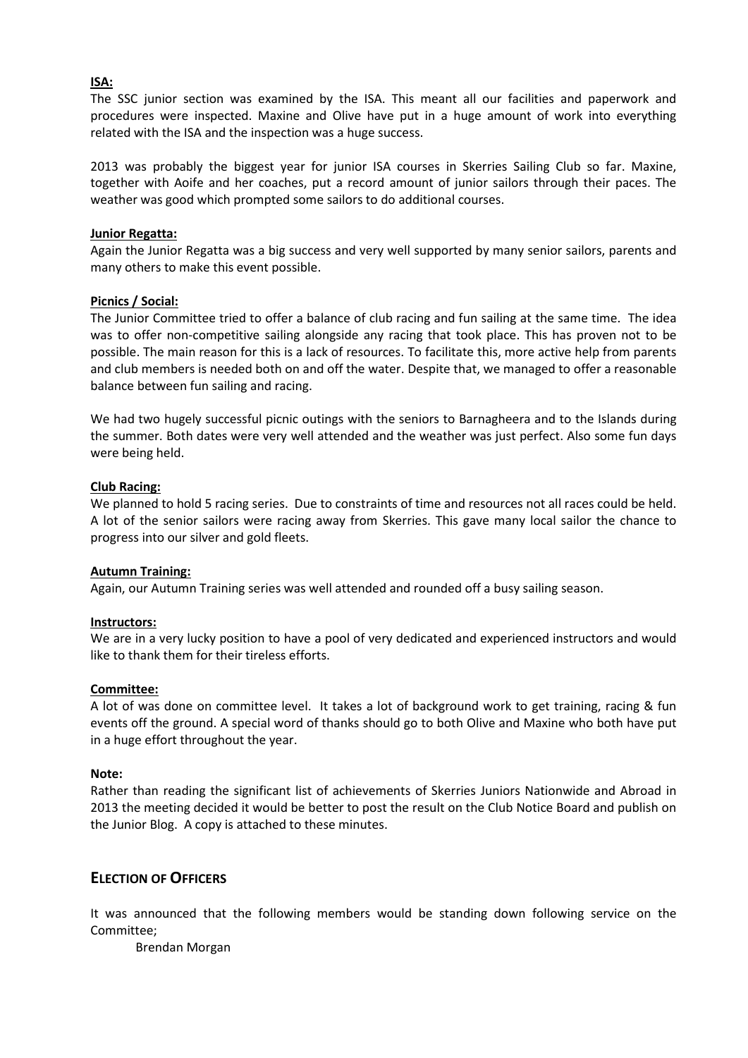**ISA:**

The SSC junior section was examined by the ISA. This meant all our facilities and paperwork and procedures were inspected. Maxine and Olive have put in a huge amount of work into everything related with the ISA and the inspection was a huge success.

2013 was probably the biggest year for junior ISA courses in Skerries Sailing Club so far. Maxine, together with Aoife and her coaches, put a record amount of junior sailors through their paces. The weather was good which prompted some sailors to do additional courses.

**Junior Regatta:**

Again the Junior Regatta was a big success and very well supported by many senior sailors, parents and many others to make this event possible.

**Picnics / Social:**

The Junior Committee tried to offer a balance of club racing and fun sailing at the same time. The idea was to offer non-competitive sailing alongside any racing that took place. This has proven not to be possible. The main reason for this is a lack of resources. To facilitate this, more active help from parents and club members is needed both on and off the water. Despite that, we managed to offer a reasonable balance between fun sailing and racing.

We had two hugely successful picnic outings with the seniors to Barnagheera and to the Islands during the summer. Both dates were very well attended and the weather was just perfect. Also some fun days were being held.

**Club Racing:**

We planned to hold 5 racing series. Due to constraints of time and resources not all races could be held. A lot of the senior sailors were racing away from Skerries. This gave many local sailor the chance to progress into our silver and gold fleets.

**Autumn Training:**

Again, our Autumn Training series was well attended and rounded off a busy sailing season.

**Instructors:**

We are in a very lucky position to have a pool of very dedicated and experienced instructors and would like to thank them for their tireless efforts.

**Committee:**

A lot of was done on committee level. It takes a lot of background work to get training, racing & fun events off the ground. A special word of thanks should go to both Olive and Maxine who both have put in a huge effort throughout the year.

**Note:**

Rather than reading the significant list of achievements of Skerries Juniors Nationwide and Abroad in 2013 the meeting decided it would be better to post the result on the Club Notice Board and publish on the Junior Blog. A copy is attached to these minutes.

## ELECTION OF OFFICERS

It was announced that the following members would be standing down following service on the Committee;

Brendan Morgan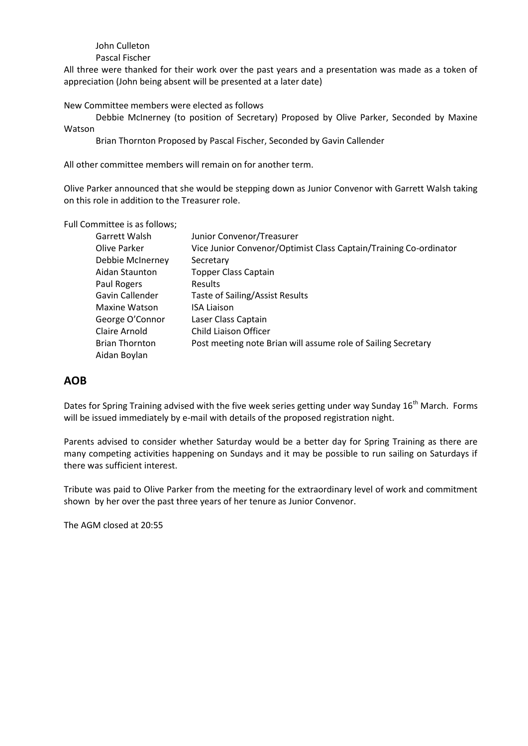John Culleton
Pascal Fischer

All three were thanked for their work over the past years and a presentation was made as a token of appreciation (John being absent will be presented at a later date)

New Committee members were elected as follows

Debbie McInerney (to position of Secretary) Proposed by Olive Parker, Seconded by Maxine Watson

Brian Thornton Proposed by Pascal Fischer, Seconded by Gavin Callender

All other committee members will remain on for another term.

Olive Parker announced that she would be stepping down as Junior Convenor with Garrett Walsh taking on this role in addition to the Treasurer role.

Full Committee is as follows;

| | |
|---|---|
| Garrett Walsh | Junior Convenor/Treasurer |
| Olive Parker | Vice Junior Convenor/Optimist Class Captain/Training Co-ordinator |
| Debbie McInerney | Secretary |
| Aidan Staunton | Topper Class Captain |
| Paul Rogers | Results |
| Gavin Callender | Taste of Sailing/Assist Results |
| Maxine Watson | ISA Liaison |
| George O'Connor | Laser Class Captain |
| Claire Arnold | Child Liaison Officer |
| Brian Thornton | Post meeting note Brian will assume role of Sailing Secretary |
| Aidan Boylan | |

## AOB

Dates for Spring Training advised with the five week series getting under way Sunday 16th March. Forms will be issued immediately by e-mail with details of the proposed registration night.

Parents advised to consider whether Saturday would be a better day for Spring Training as there are many competing activities happening on Sundays and it may be possible to run sailing on Saturdays if there was sufficient interest.

Tribute was paid to Olive Parker from the meeting for the extraordinary level of work and commitment shown by her over the past three years of her tenure as Junior Convenor.

The AGM closed at 20:55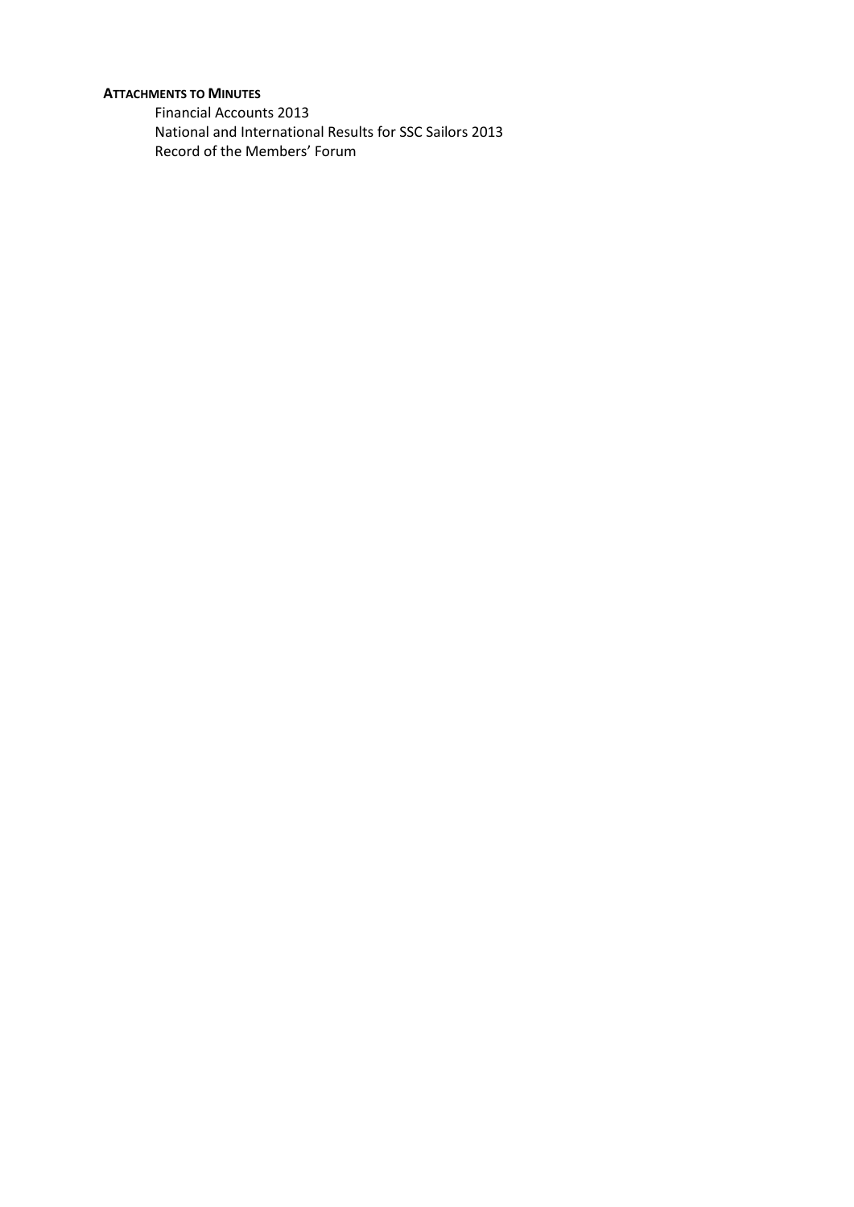**ATTACHMENTS TO MINUTES**

Financial Accounts 2013

National and International Results for SSC Sailors 2013

Record of the Members' Forum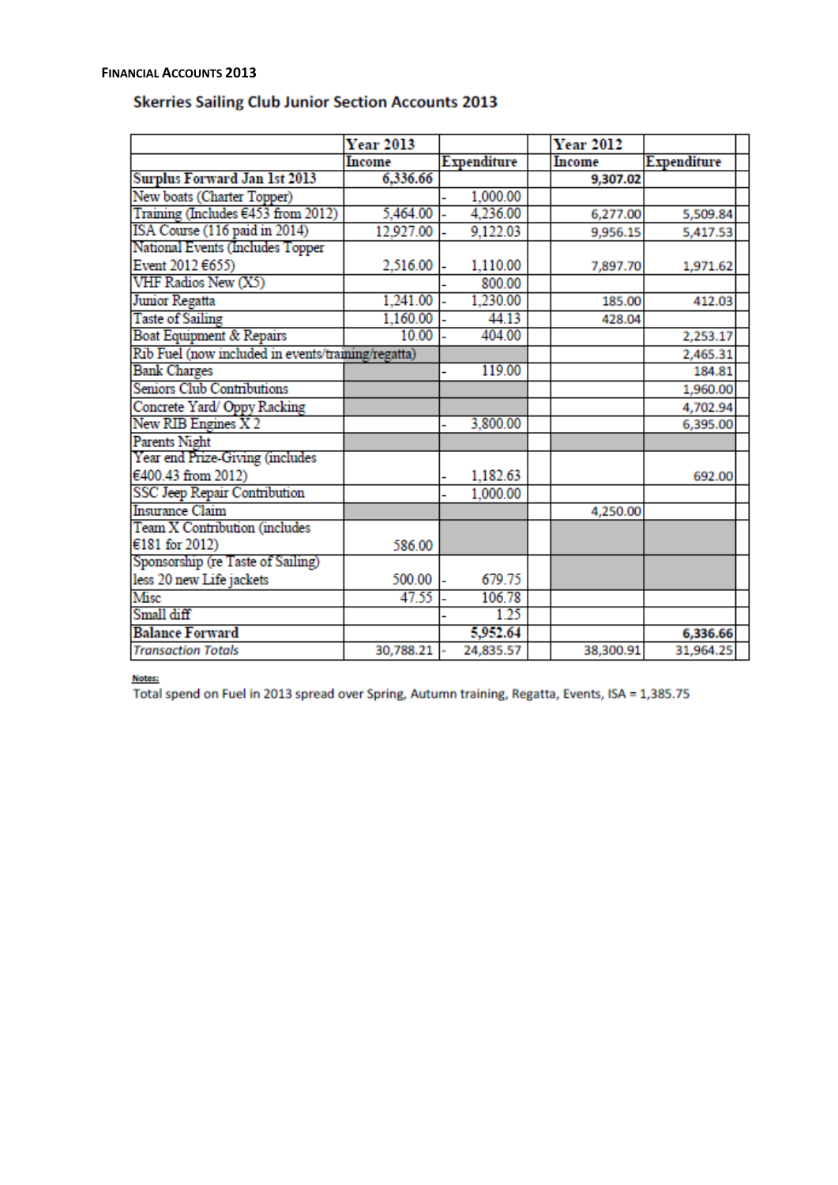**FINANCIAL ACCOUNTS 2013**

## Skerries Sailing Club Junior Section Accounts 2013

| | Year 2013 | | Year 2012 | |
|---|---|---|---|---|
| | Income | Expenditure | Income | Expenditure |
| **Surplus Forward Jan 1st 2013** | **6,336.66** | | **9,307.02** | |
| New boats (Charter Topper) | | - 1,000.00 | | |
| Training (Includes €453 from 2012) | 5,464.00 | - 4,236.00 | 6,277.00 | 5,509.84 |
| ISA Course (116 paid in 2014) | 12,927.00 | - 9,122.03 | 9,956.15 | 5,417.53 |
| National Events (Includes Topper Event 2012 €655) | 2,516.00 | - 1,110.00 | 7,897.70 | 1,971.62 |
| VHF Radios New (X5) | | - 800.00 | | |
| Junior Regatta | 1,241.00 | - 1,230.00 | 185.00 | 412.03 |
| Taste of Sailing | 1,160.00 | - 44.13 | 428.04 | |
| Boat Equipment & Repairs | 10.00 | - 404.00 | | 2,253.17 |
| Rib Fuel (now included in events/training/regatta) | | | | 2,465.31 |
| Bank Charges | | - 119.00 | | 184.81 |
| Seniors Club Contributions | | | | 1,960.00 |
| Concrete Yard/ Oppy Racking | | | | 4,702.94 |
| New RIB Engines X 2 | | - 3,800.00 | | 6,395.00 |
| Parents Night | | | | |
| Year end Prize-Giving (includes €400.43 from 2012) | | - 1,182.63 | | 692.00 |
| SSC Jeep Repair Contribution | | - 1,000.00 | | |
| Insurance Claim | | | 4,250.00 | |
| Team X Contribution (includes €181 for 2012) | 586.00 | | | |
| Sponsorship (re Taste of Sailing) less 20 new Life jackets | 500.00 | - 679.75 | | |
| Misc | 47.55 | - 106.78 | | |
| Small diff | | - 1.25 | | |
| **Balance Forward** | | **5,952.64** | | **6,336.66** |
| *Transaction Totals* | 30,788.21 | - 24,835.57 | 38,300.91 | 31,964.25 |

**Notes:**

Total spend on Fuel in 2013 spread over Spring, Autumn training, Regatta, Events, ISA = 1,385.75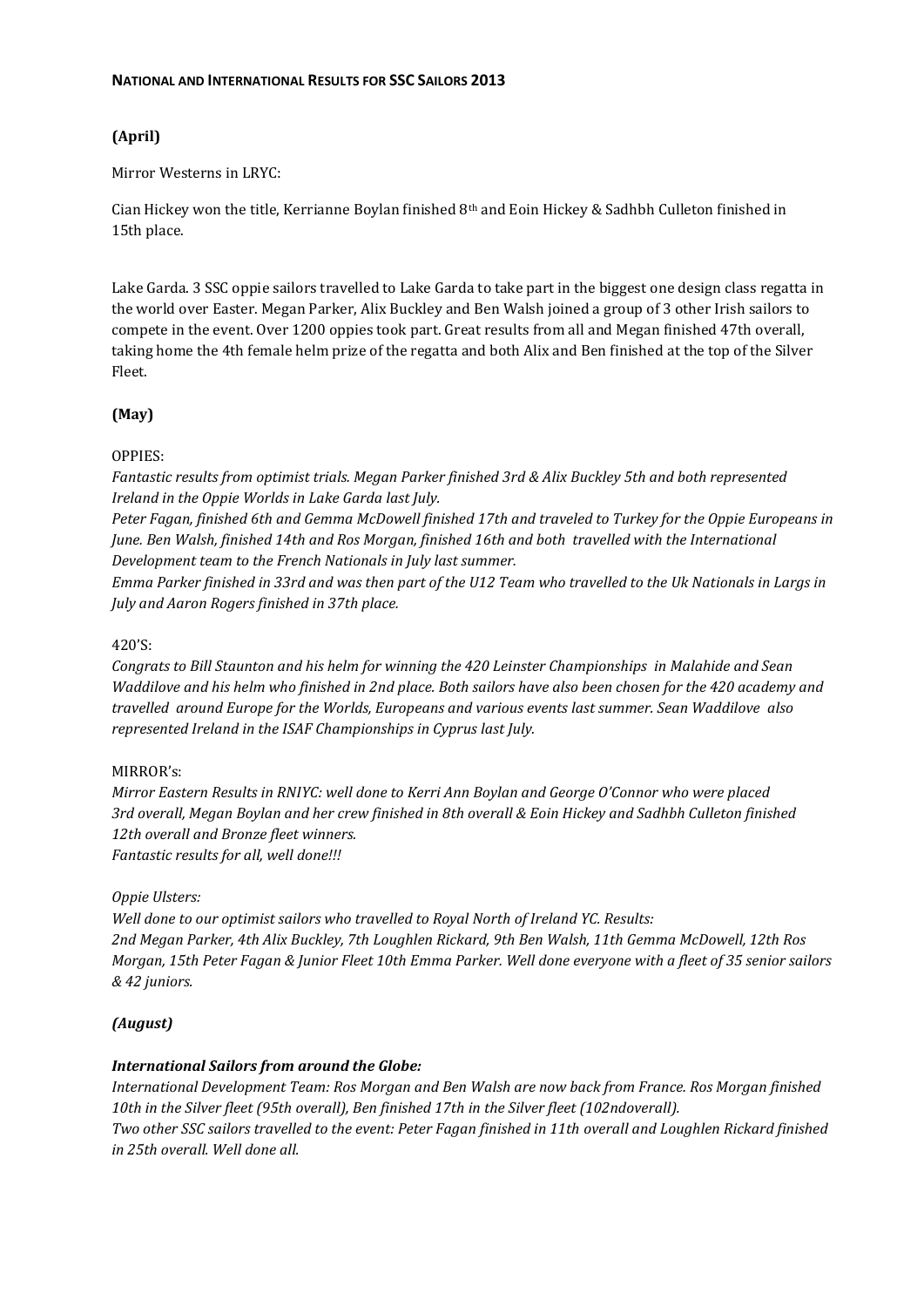# **NATIONAL AND INTERNATIONAL RESULTS FOR SSC SAILORS 2013**

**(April)**

Mirror Westerns in LRYC:

Cian Hickey won the title, Kerrianne Boylan finished 8th and Eoin Hickey & Sadhbh Culleton finished in 15th place.

Lake Garda. 3 SSC oppie sailors travelled to Lake Garda to take part in the biggest one design class regatta in the world over Easter. Megan Parker, Alix Buckley and Ben Walsh joined a group of 3 other Irish sailors to compete in the event. Over 1200 oppies took part. Great results from all and Megan finished 47th overall, taking home the 4th female helm prize of the regatta and both Alix and Ben finished at the top of the Silver Fleet.

**(May)**

OPPIES:

*Fantastic results from optimist trials. Megan Parker finished 3rd & Alix Buckley 5th and both represented Ireland in the Oppie Worlds in Lake Garda last July.*

*Peter Fagan, finished 6th and Gemma McDowell finished 17th and traveled to Turkey for the Oppie Europeans in June. Ben Walsh, finished 14th and Ros Morgan, finished 16th and both travelled with the International Development team to the French Nationals in July last summer.*

*Emma Parker finished in 33rd and was then part of the U12 Team who travelled to the Uk Nationals in Largs in July and Aaron Rogers finished in 37th place.*

420'S:

*Congrats to Bill Staunton and his helm for winning the 420 Leinster Championships in Malahide and Sean Waddilove and his helm who finished in 2nd place. Both sailors have also been chosen for the 420 academy and travelled around Europe for the Worlds, Europeans and various events last summer. Sean Waddilove also represented Ireland in the ISAF Championships in Cyprus last July.*

MIRROR's:

*Mirror Eastern Results in RNIYC: well done to Kerri Ann Boylan and George O'Connor who were placed 3rd overall, Megan Boylan and her crew finished in 8th overall & Eoin Hickey and Sadhbh Culleton finished 12th overall and Bronze fleet winners.*

*Fantastic results for all, well done!!!*

*Oppie Ulsters:*

*Well done to our optimist sailors who travelled to Royal North of Ireland YC. Results:*

*2nd Megan Parker, 4th Alix Buckley, 7th Loughlen Rickard, 9th Ben Walsh, 11th Gemma McDowell, 12th Ros Morgan, 15th Peter Fagan & Junior Fleet 10th Emma Parker. Well done everyone with a fleet of 35 senior sailors & 42 juniors.*

***(August)***

***International Sailors from around the Globe:***

*International Development Team: Ros Morgan and Ben Walsh are now back from France. Ros Morgan finished 10th in the Silver fleet (95th overall), Ben finished 17th in the Silver fleet (102ndoverall).*

*Two other SSC sailors travelled to the event: Peter Fagan finished in 11th overall and Loughlen Rickard finished in 25th overall. Well done all.*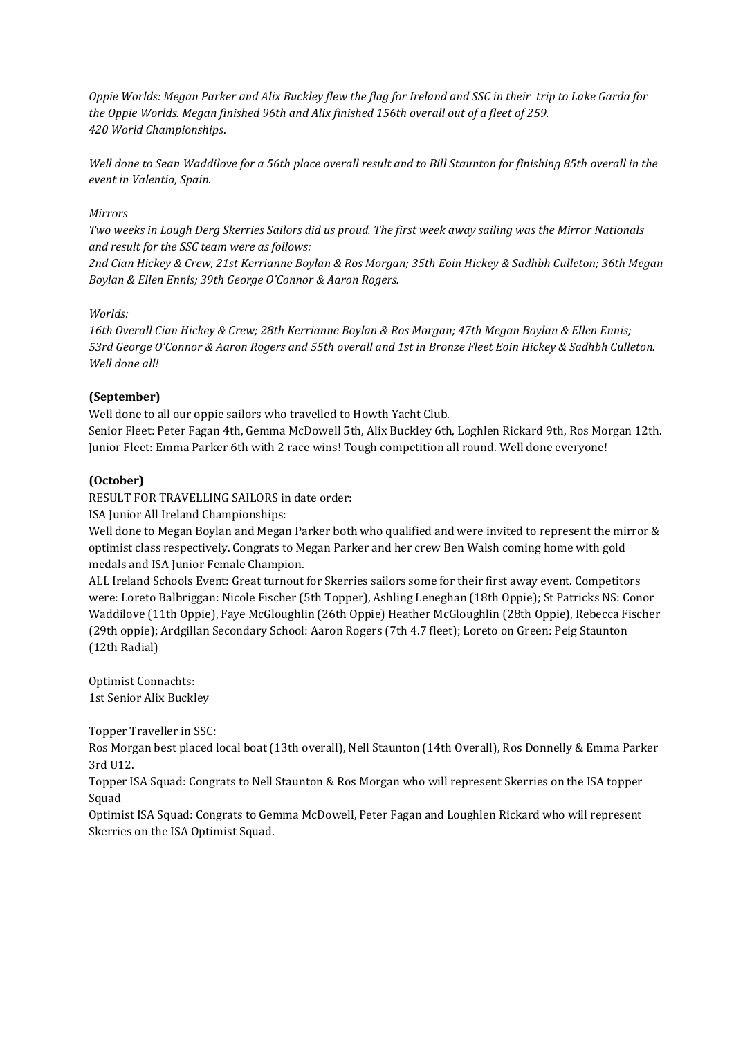*Oppie Worlds: Megan Parker and Alix Buckley flew the flag for Ireland and SSC in their trip to Lake Garda for the Oppie Worlds. Megan finished 96th and Alix finished 156th overall out of a fleet of 259.*
*420 World Championships*.

*Well done to Sean Waddilove for a 56th place overall result and to Bill Staunton for finishing 85th overall in the event in Valentia, Spain.*

*Mirrors*
*Two weeks in Lough Derg Skerries Sailors did us proud. The first week away sailing was the Mirror Nationals and result for the SSC team are as follows:*
*2nd Cian Hickey & Crew, 21st Kerrianne Boylan & Ros Morgan; 35th Eoin Hickey & Sadhbh Culleton; 36th Megan Boylan & Ellen Ennis; 39th George O'Connor & Aaron Rogers.*

*Worlds:*
*16th Overall Cian Hickey & Crew; 28th Kerrianne Boylan & Ros Morgan; 47th Megan Boylan & Ellen Ennis; 53rd George O'Connor & Aaron Rogers and 55th overall and 1st in Bronze Fleet Eoin Hickey & Sadhbh Culleton. Well done all!*

**(September)**

Well done to all our oppie sailors who travelled to Howth Yacht Club.
Senior Fleet: Peter Fagan 4th, Gemma McDowell 5th, Alix Buckley 6th, Loghlen Rickard 9th, Ros Morgan 12th.
Junior Fleet: Emma Parker 6th with 2 race wins! Tough competition all round. Well done everyone!

**(October)**

RESULT FOR TRAVELLING SAILORS in date order:

ISA Junior All Ireland Championships:

Well done to Megan Boylan and Megan Parker both who qualified and were invited to represent the mirror & optimist class respectively. Congrats to Megan Parker and her crew Ben Walsh coming home with gold medals and ISA Junior Female Champion.

ALL Ireland Schools Event: Great turnout for Skerries sailors some for their first away event. Competitors were: Loreto Balbriggan: Nicole Fischer (5th Topper), Ashling Leneghan (18th Oppie); St Patricks NS: Conor Waddilove (11th Oppie), Faye McGloughlin (26th Oppie) Heather McGloughlin (28th Oppie), Rebecca Fischer (29th oppie); Ardgillan Secondary School: Aaron Rogers (7th 4.7 fleet); Loreto on Green: Peig Staunton (12th Radial)

Optimist Connachts:
1st Senior Alix Buckley

Topper Traveller in SSC:

Ros Morgan best placed local boat (13th overall), Nell Staunton (14th Overall), Ros Donnelly & Emma Parker 3rd U12.

Topper ISA Squad: Congrats to Nell Staunton & Ros Morgan who will represent Skerries on the ISA topper Squad

Optimist ISA Squad: Congrats to Gemma McDowell, Peter Fagan and Loughlen Rickard who will represent Skerries on the ISA Optimist Squad.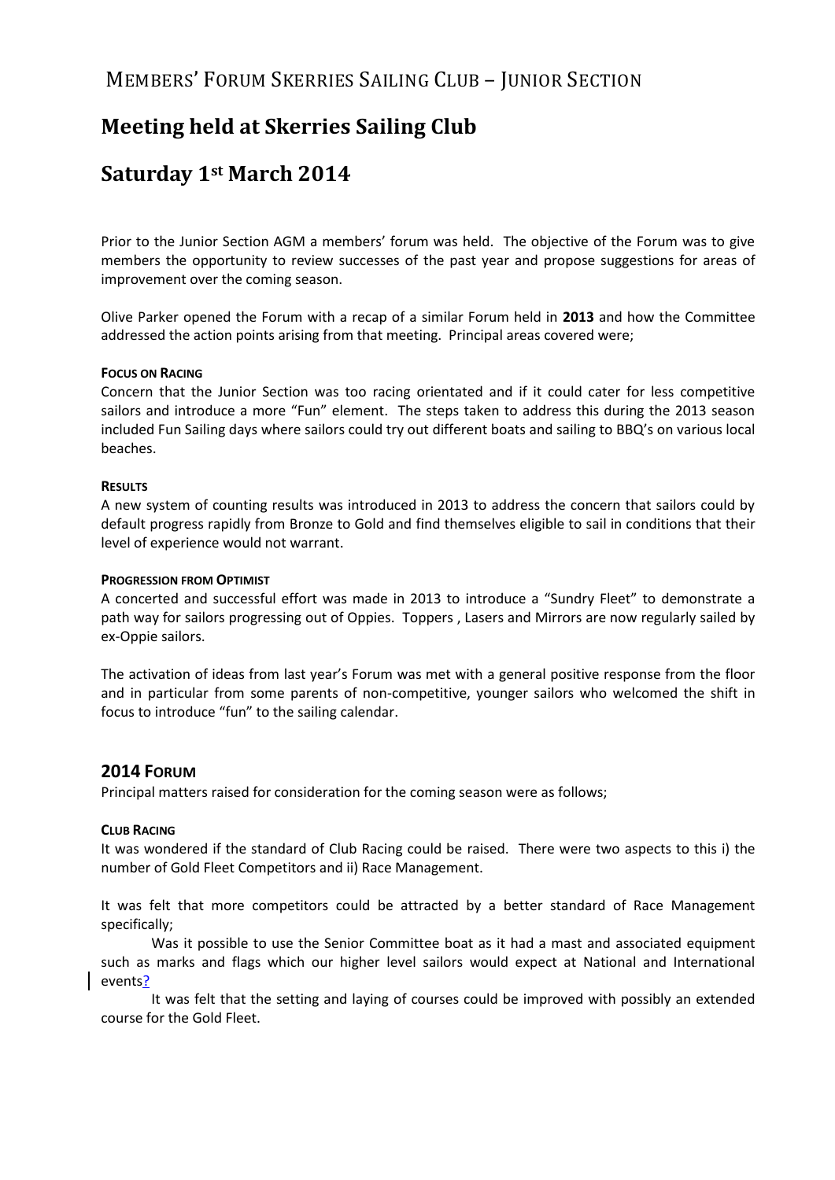# Members' Forum Skerries Sailing Club – Junior Section

## Meeting held at Skerries Sailing Club

## Saturday 1st March 2014

Prior to the Junior Section AGM a members' forum was held. The objective of the Forum was to give members the opportunity to review successes of the past year and propose suggestions for areas of improvement over the coming season.

Olive Parker opened the Forum with a recap of a similar Forum held in **2013** and how the Committee addressed the action points arising from that meeting. Principal areas covered were;

**Focus on Racing**

Concern that the Junior Section was too racing orientated and if it could cater for less competitive sailors and introduce a more "Fun" element. The steps taken to address this during the 2013 season included Fun Sailing days where sailors could try out different boats and sailing to BBQ's on various local beaches.

**Results**

A new system of counting results was introduced in 2013 to address the concern that sailors could by default progress rapidly from Bronze to Gold and find themselves eligible to sail in conditions that their level of experience would not warrant.

**Progression from Optimist**

A concerted and successful effort was made in 2013 to introduce a "Sundry Fleet" to demonstrate a path way for sailors progressing out of Oppies. Toppers , Lasers and Mirrors are now regularly sailed by ex-Oppie sailors.

The activation of ideas from last year's Forum was met with a general positive response from the floor and in particular from some parents of non-competitive, younger sailors who welcomed the shift in focus to introduce "fun" to the sailing calendar.

### 2014 Forum

Principal matters raised for consideration for the coming season were as follows;

**Club Racing**

It was wondered if the standard of Club Racing could be raised. There were two aspects to this i) the number of Gold Fleet Competitors and ii) Race Management.

It was felt that more competitors could be attracted by a better standard of Race Management specifically;

Was it possible to use the Senior Committee boat as it had a mast and associated equipment such as marks and flags which our higher level sailors would expect at National and International events?

It was felt that the setting and laying of courses could be improved with possibly an extended course for the Gold Fleet.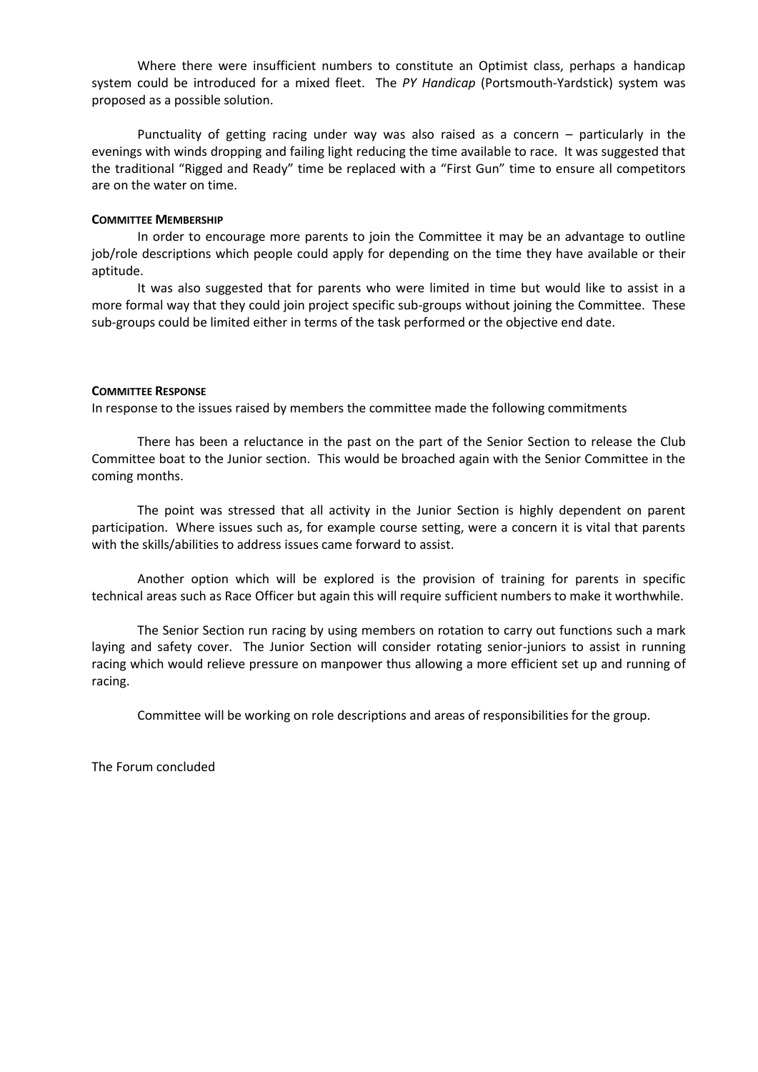Where there were insufficient numbers to constitute an Optimist class, perhaps a handicap system could be introduced for a mixed fleet. The *PY Handicap* (Portsmouth-Yardstick) system was proposed as a possible solution.

Punctuality of getting racing under way was also raised as a concern – particularly in the evenings with winds dropping and failing light reducing the time available to race. It was suggested that the traditional "Rigged and Ready" time be replaced with a "First Gun" time to ensure all competitors are on the water on time.

**COMMITTEE MEMBERSHIP**

In order to encourage more parents to join the Committee it may be an advantage to outline job/role descriptions which people could apply for depending on the time they have available or their aptitude.

It was also suggested that for parents who were limited in time but would like to assist in a more formal way that they could join project specific sub-groups without joining the Committee. These sub-groups could be limited either in terms of the task performed or the objective end date.

**COMMITTEE RESPONSE**

In response to the issues raised by members the committee made the following commitments

There has been a reluctance in the past on the part of the Senior Section to release the Club Committee boat to the Junior section. This would be broached again with the Senior Committee in the coming months.

The point was stressed that all activity in the Junior Section is highly dependent on parent participation. Where issues such as, for example course setting, were a concern it is vital that parents with the skills/abilities to address issues came forward to assist.

Another option which will be explored is the provision of training for parents in specific technical areas such as Race Officer but again this will require sufficient numbers to make it worthwhile.

The Senior Section run racing by using members on rotation to carry out functions such a mark laying and safety cover. The Junior Section will consider rotating senior-juniors to assist in running racing which would relieve pressure on manpower thus allowing a more efficient set up and running of racing.

Committee will be working on role descriptions and areas of responsibilities for the group.

The Forum concluded